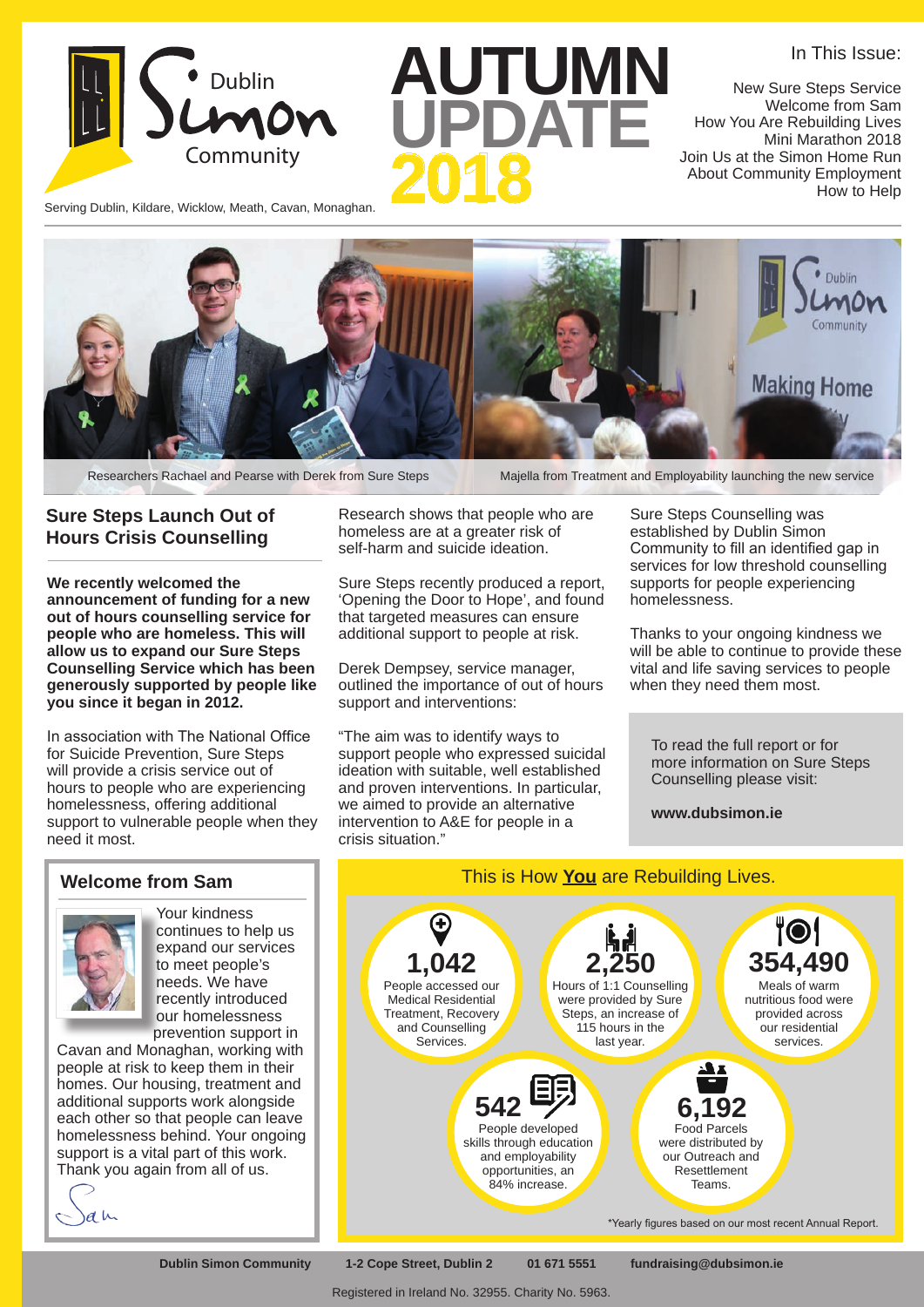Dublin Simon Community

# AUTUMN UPDATE 2018

Serving Dublin, Kildare, Wicklow, Meath, Cavan, Monaghan.

In This Issue:

- New Sure Steps Service
- Welcome from Sam
- How You Are Rebuilding Lives
- Mini Marathon 2018
- Join Us at the Simon Home Run
- About Community Employment
- How to Help

Researchers Rachael and Pearse with Derek from Sure Steps

Majella from Treatment and Employability launching the new service

## Sure Steps Launch Out of Hours Crisis Counselling

**We recently welcomed the announcement of funding for a new out of hours counselling service for people who are homeless. This will allow us to expand our Sure Steps Counselling Service which has been generously supported by people like you since it began in 2012.**

In association with The National Office for Suicide Prevention, Sure Steps will provide a crisis service out of hours to people who are experiencing homelessness, offering additional support to vulnerable people when they need it most.

Research shows that people who are homeless are at a greater risk of self-harm and suicide ideation.

Sure Steps recently produced a report, 'Opening the Door to Hope', and found that targeted measures can ensure additional support to people at risk.

Derek Dempsey, service manager, outlined the importance of out of hours support and interventions:

"The aim was to identify ways to support people who expressed suicidal ideation with suitable, well established and proven interventions. In particular, we aimed to provide an alternative intervention to A&E for people in a crisis situation."

Sure Steps Counselling was established by Dublin Simon Community to fill an identified gap in services for low threshold counselling supports for people experiencing homelessness.

Thanks to your ongoing kindness we will be able to continue to provide these vital and life saving services to people when they need them most.

To read the full report or for more information on Sure Steps Counselling please visit:

**www.dubsimon.ie**

## Welcome from Sam

Your kindness continues to help us expand our services to meet people's needs. We have recently introduced our homelessness prevention support in Cavan and Monaghan, working with people at risk to keep them in their homes. Our housing, treatment and additional supports work alongside each other so that people can leave homelessness behind. Your ongoing support is a vital part of this work. Thank you again from all of us.

Sam

## This is How **You** are Rebuilding Lives.

**1,042**
People accessed our Medical Residential Treatment, Recovery and Counselling Services.

**2,250**
Hours of 1:1 Counselling were provided by Sure Steps, an increase of 115 hours in the last year.

**354,490**
Meals of warm nutritious food were provided across our residential services.

**542**
People developed skills through education and employability opportunities, an 84% increase.

**6,192**
Food Parcels were distributed by our Outreach and Resettlement Teams.

*Yearly figures based on our most recent Annual Report.

**Dublin Simon Community** **1-2 Cope Street, Dublin 2** **01 671 5551** **fundraising@dubsimon.ie**

Registered in Ireland No. 32955. Charity No. 5963.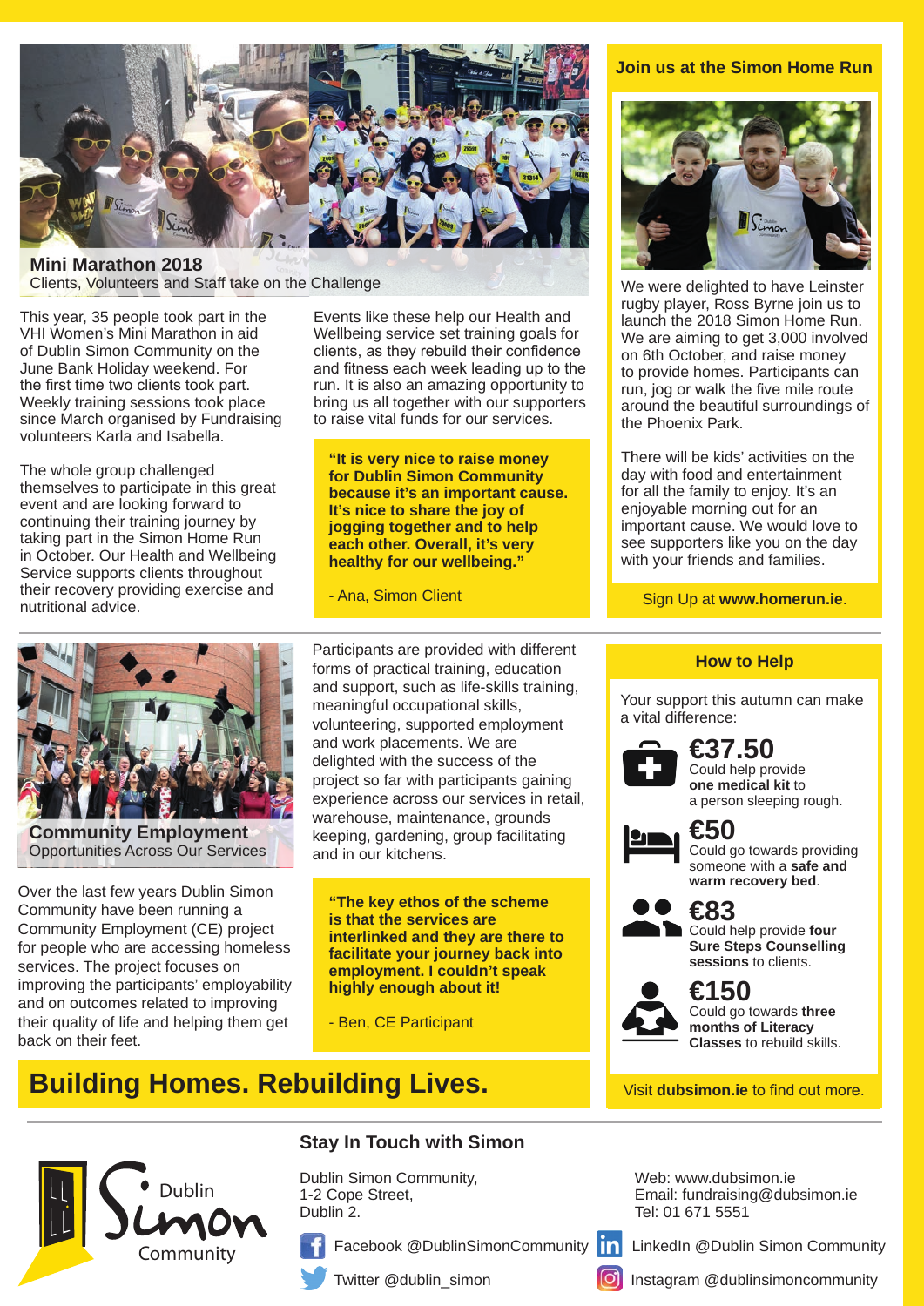## Mini Marathon 2018

Clients, Volunteers and Staff take on the Challenge

This year, 35 people took part in the VHI Women's Mini Marathon in aid of Dublin Simon Community on the June Bank Holiday weekend. For the first time two clients took part. Weekly training sessions took place since March organised by Fundraising volunteers Karla and Isabella.

The whole group challenged themselves to participate in this great event and are looking forward to continuing their training journey by taking part in the Simon Home Run in October. Our Health and Wellbeing Service supports clients throughout their recovery providing exercise and nutritional advice.

Events like these help our Health and Wellbeing service set training goals for clients, as they rebuild their confidence and fitness each week leading up to the run. It is also an amazing opportunity to bring us all together with our supporters to raise vital funds for our services.

**"It is very nice to raise money for Dublin Simon Community because it's an important cause. It's nice to share the joy of jogging together and to help each other. Overall, it's very healthy for our wellbeing."**

- Ana, Simon Client

## Join us at the Simon Home Run

We were delighted to have Leinster rugby player, Ross Byrne join us to launch the 2018 Simon Home Run. We are aiming to get 3,000 involved on 6th October, and raise money to provide homes. Participants can run, jog or walk the five mile route around the beautiful surroundings of the Phoenix Park.

There will be kids' activities on the day with food and entertainment for all the family to enjoy. It's an enjoyable morning out for an important cause. We would love to see supporters like you on the day with your friends and families.

Sign Up at **www.homerun.ie**.

## Community Employment

Opportunities Across Our Services

Over the last few years Dublin Simon Community have been running a Community Employment (CE) project for people who are accessing homeless services. The project focuses on improving the participants' employability and on outcomes related to improving their quality of life and helping them get back on their feet.

Participants are provided with different forms of practical training, education and support, such as life-skills training, meaningful occupational skills, volunteering, supported employment and work placements. We are delighted with the success of the project so far with participants gaining experience across our services in retail, warehouse, maintenance, grounds keeping, gardening, group facilitating and in our kitchens.

**"The key ethos of the scheme is that the services are interlinked and they are there to facilitate your journey back into employment. I couldn't speak highly enough about it!**

- Ben, CE Participant

## How to Help

Your support this autumn can make a vital difference:

**€37.50** Could help provide **one medical kit** to a person sleeping rough.

**€50** Could go towards providing someone with a **safe and warm recovery bed**.

**€83** Could help provide **four Sure Steps Counselling sessions** to clients.

**€150** Could go towards **three months of Literacy Classes** to rebuild skills.

Visit **dubsimon.ie** to find out more.

# Building Homes. Rebuilding Lives.

Dublin Simon Community

## Stay In Touch with Simon

Dublin Simon Community,
1-2 Cope Street,
Dublin 2.

Web: www.dubsimon.ie
Email: fundraising@dubsimon.ie
Tel: 01 671 5551

Facebook @DublinSimonCommunity
LinkedIn @Dublin Simon Community
Twitter @dublin_simon
Instagram @dublinsimoncommunity